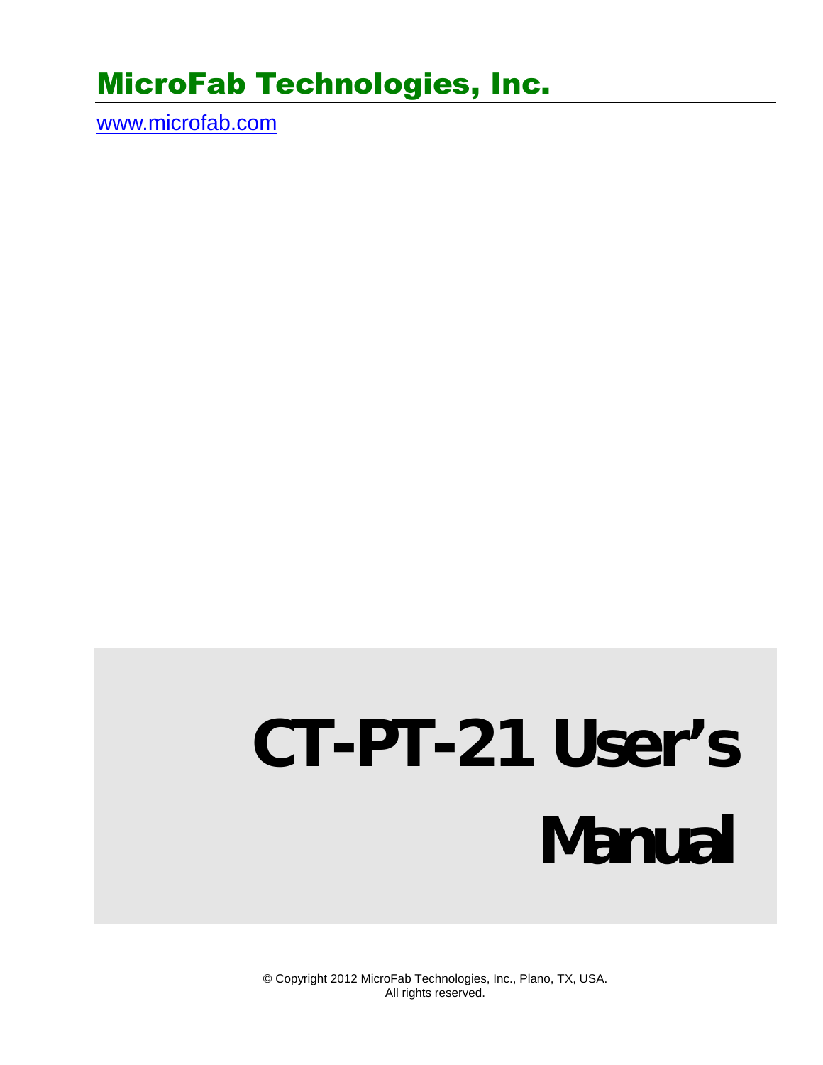# MicroFab Technologies, Inc.

www.microfab.com

# CT-PT-21 User's Manual

© Copyright 2012 MicroFab Technologies, Inc., Plano, TX, USA.
All rights reserved.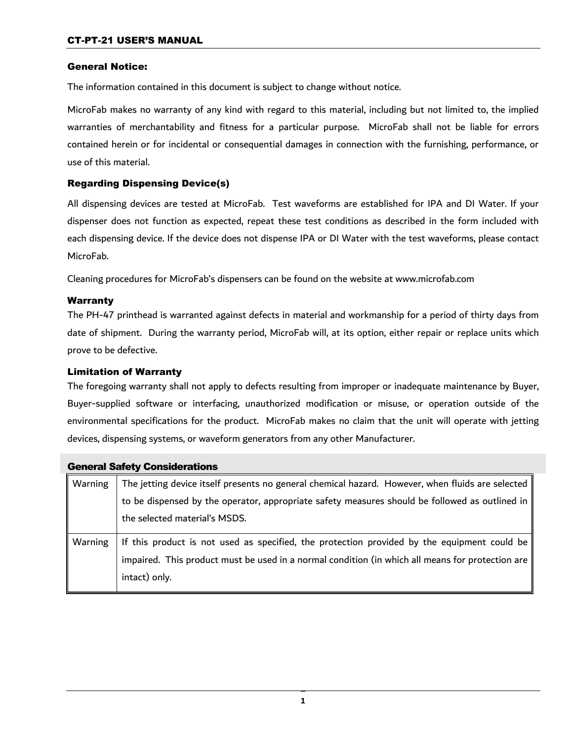## General Notice:

The information contained in this document is subject to change without notice.

MicroFab makes no warranty of any kind with regard to this material, including but not limited to, the implied warranties of merchantability and fitness for a particular purpose. MicroFab shall not be liable for errors contained herein or for incidental or consequential damages in connection with the furnishing, performance, or use of this material.

## Regarding Dispensing Device(s)

All dispensing devices are tested at MicroFab. Test waveforms are established for IPA and DI Water. If your dispenser does not function as expected, repeat these test conditions as described in the form included with each dispensing device. If the device does not dispense IPA or DI Water with the test waveforms, please contact MicroFab.

Cleaning procedures for MicroFab's dispensers can be found on the website at www.microfab.com

## Warranty

The PH-47 printhead is warranted against defects in material and workmanship for a period of thirty days from date of shipment. During the warranty period, MicroFab will, at its option, either repair or replace units which prove to be defective.

## Limitation of Warranty

The foregoing warranty shall not apply to defects resulting from improper or inadequate maintenance by Buyer, Buyer-supplied software or interfacing, unauthorized modification or misuse, or operation outside of the environmental specifications for the product. MicroFab makes no claim that the unit will operate with jetting devices, dispensing systems, or waveform generators from any other Manufacturer.

## General Safety Considerations

| | |
|---|---|
| Warning | The jetting device itself presents no general chemical hazard. However, when fluids are selected to be dispensed by the operator, appropriate safety measures should be followed as outlined in the selected material's MSDS. |
| Warning | If this product is not used as specified, the protection provided by the equipment could be impaired. This product must be used in a normal condition (in which all means for protection are intact) only. |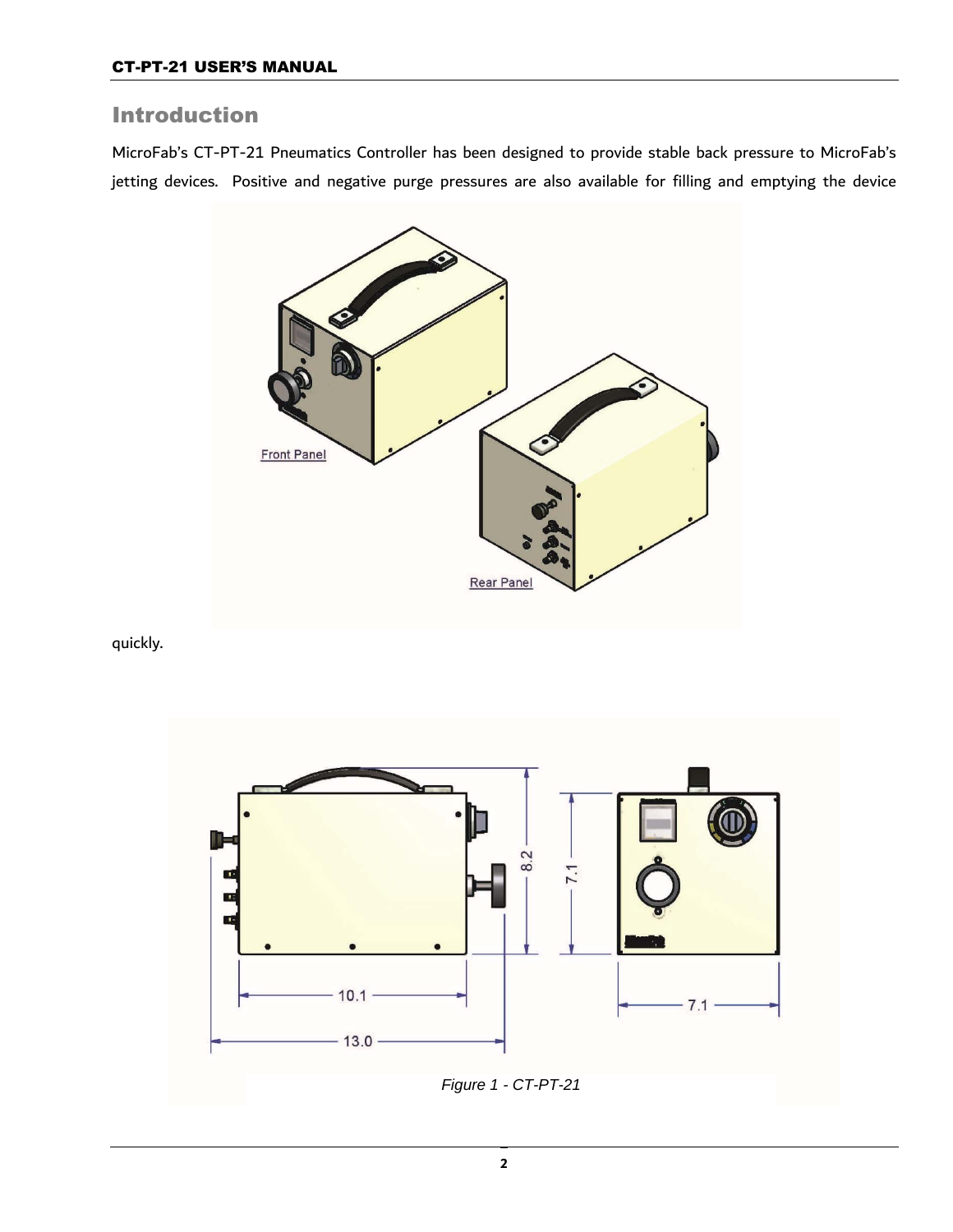# Introduction

MicroFab's CT-PT-21 Pneumatics Controller has been designed to provide stable back pressure to MicroFab's jetting devices. Positive and negative purge pressures are also available for filling and emptying the device quickly.

*Figure 1 - CT-PT-21*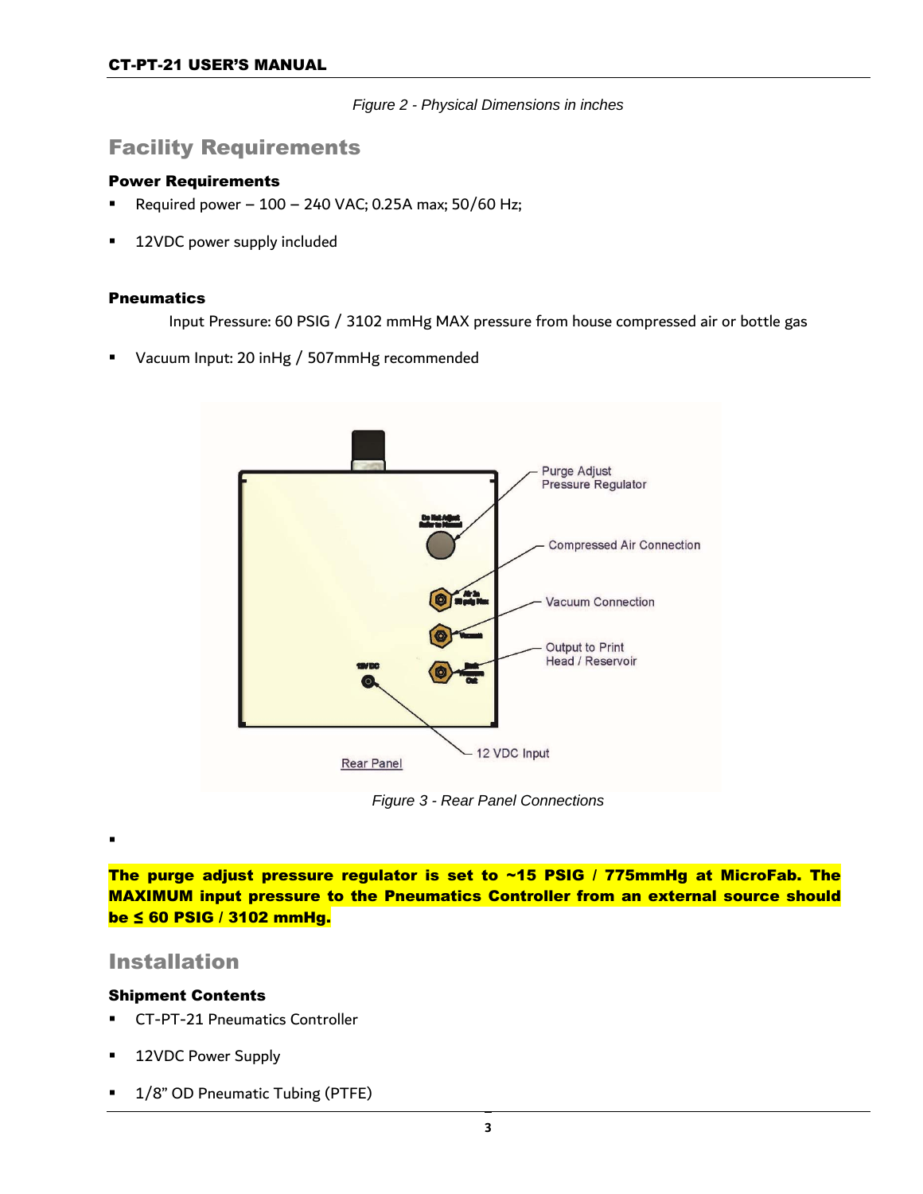*Figure 2 - Physical Dimensions in inches*

## Facility Requirements

### Power Requirements

- Required power – 100 – 240 VAC; 0.25A max; 50/60 Hz;
- 12VDC power supply included

### Pneumatics

Input Pressure: 60 PSIG / 3102 mmHg MAX pressure from house compressed air or bottle gas

- Vacuum Input: 20 inHg / 507mmHg recommended

*Figure 3 - Rear Panel Connections*

**The purge adjust pressure regulator is set to ~15 PSIG / 775mmHg at MicroFab. The MAXIMUM input pressure to the Pneumatics Controller from an external source should be ≤ 60 PSIG / 3102 mmHg.**

## Installation

### Shipment Contents

- CT-PT-21 Pneumatics Controller
- 12VDC Power Supply
- 1/8" OD Pneumatic Tubing (PTFE)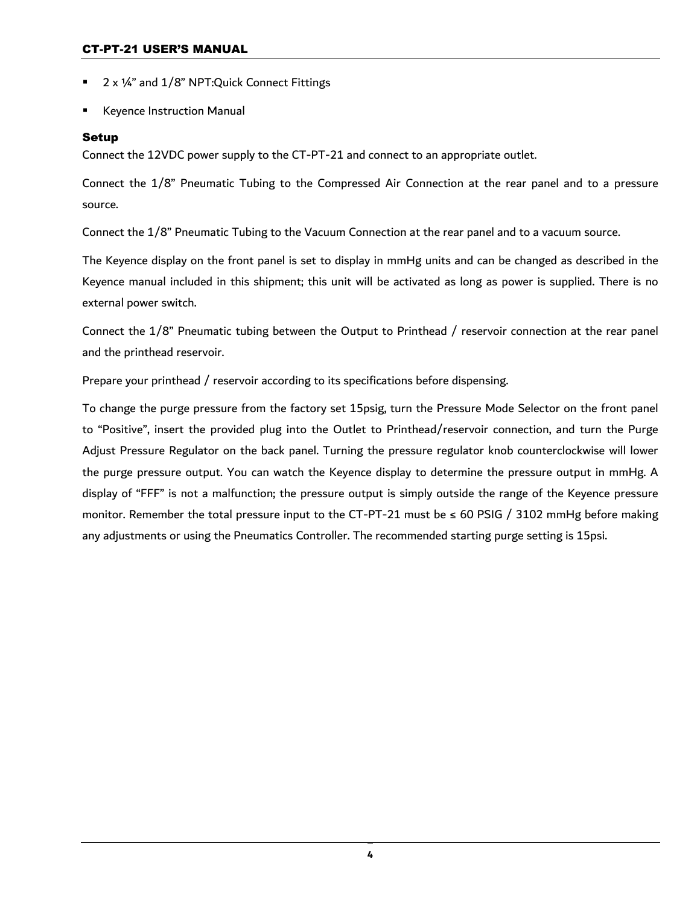- 2 x ¼" and 1/8" NPT:Quick Connect Fittings
- Keyence Instruction Manual

### Setup

Connect the 12VDC power supply to the CT-PT-21 and connect to an appropriate outlet.

Connect the 1/8" Pneumatic Tubing to the Compressed Air Connection at the rear panel and to a pressure source.

Connect the 1/8" Pneumatic Tubing to the Vacuum Connection at the rear panel and to a vacuum source.

The Keyence display on the front panel is set to display in mmHg units and can be changed as described in the Keyence manual included in this shipment; this unit will be activated as long as power is supplied. There is no external power switch.

Connect the 1/8" Pneumatic tubing between the Output to Printhead / reservoir connection at the rear panel and the printhead reservoir.

Prepare your printhead / reservoir according to its specifications before dispensing.

To change the purge pressure from the factory set 15psig, turn the Pressure Mode Selector on the front panel to "Positive", insert the provided plug into the Outlet to Printhead/reservoir connection, and turn the Purge Adjust Pressure Regulator on the back panel. Turning the pressure regulator knob counterclockwise will lower the purge pressure output. You can watch the Keyence display to determine the pressure output in mmHg. A display of "FFF" is not a malfunction; the pressure output is simply outside the range of the Keyence pressure monitor. Remember the total pressure input to the CT-PT-21 must be ≤ 60 PSIG / 3102 mmHg before making any adjustments or using the Pneumatics Controller. The recommended starting purge setting is 15psi.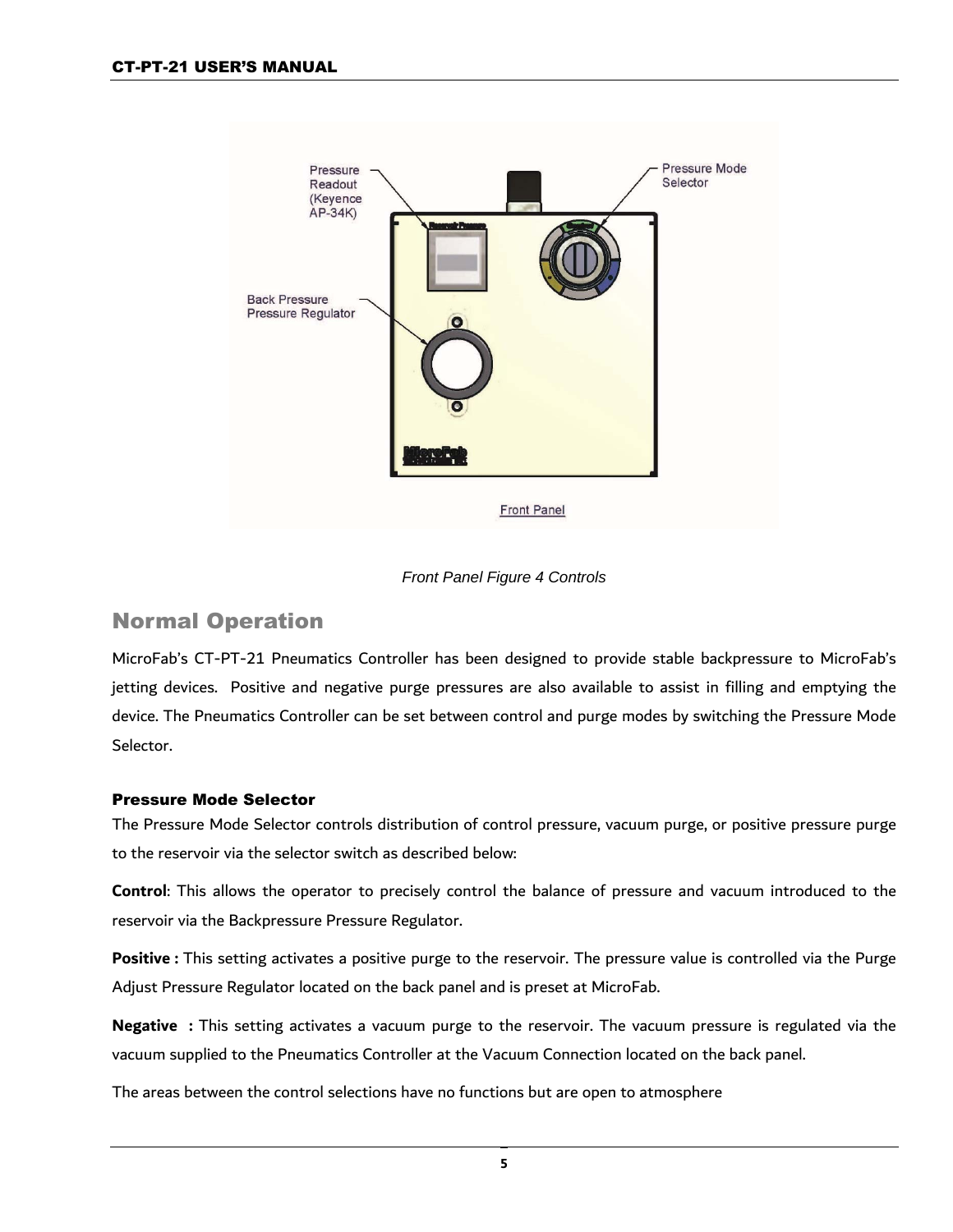Front Panel Figure 4 Controls

## Normal Operation

MicroFab's CT-PT-21 Pneumatics Controller has been designed to provide stable backpressure to MicroFab's jetting devices. Positive and negative purge pressures are also available to assist in filling and emptying the device. The Pneumatics Controller can be set between control and purge modes by switching the Pressure Mode Selector.

### Pressure Mode Selector

The Pressure Mode Selector controls distribution of control pressure, vacuum purge, or positive pressure purge to the reservoir via the selector switch as described below:

**Control**: This allows the operator to precisely control the balance of pressure and vacuum introduced to the reservoir via the Backpressure Pressure Regulator.

**Positive :** This setting activates a positive purge to the reservoir. The pressure value is controlled via the Purge Adjust Pressure Regulator located on the back panel and is preset at MicroFab.

**Negative :** This setting activates a vacuum purge to the reservoir. The vacuum pressure is regulated via the vacuum supplied to the Pneumatics Controller at the Vacuum Connection located on the back panel.

The areas between the control selections have no functions but are open to atmosphere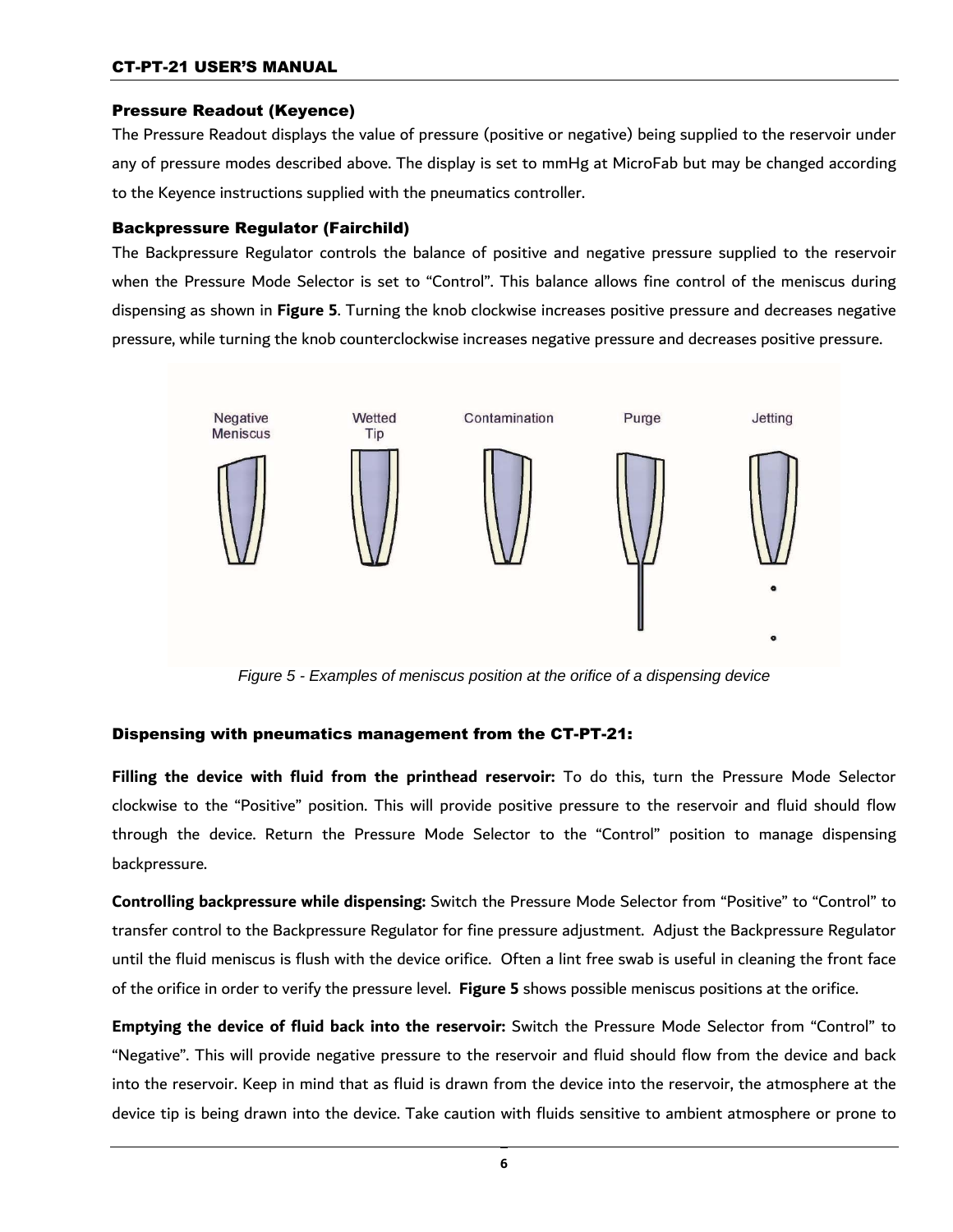### Pressure Readout (Keyence)

The Pressure Readout displays the value of pressure (positive or negative) being supplied to the reservoir under any of pressure modes described above. The display is set to mmHg at MicroFab but may be changed according to the Keyence instructions supplied with the pneumatics controller.

### Backpressure Regulator (Fairchild)

The Backpressure Regulator controls the balance of positive and negative pressure supplied to the reservoir when the Pressure Mode Selector is set to "Control". This balance allows fine control of the meniscus during dispensing as shown in **Figure 5**. Turning the knob clockwise increases positive pressure and decreases negative pressure, while turning the knob counterclockwise increases negative pressure and decreases positive pressure.

*Figure 5 - Examples of meniscus position at the orifice of a dispensing device*

### Dispensing with pneumatics management from the CT-PT-21:

**Filling the device with fluid from the printhead reservoir:** To do this, turn the Pressure Mode Selector clockwise to the "Positive" position. This will provide positive pressure to the reservoir and fluid should flow through the device. Return the Pressure Mode Selector to the "Control" position to manage dispensing backpressure.

**Controlling backpressure while dispensing:** Switch the Pressure Mode Selector from "Positive" to "Control" to transfer control to the Backpressure Regulator for fine pressure adjustment. Adjust the Backpressure Regulator until the fluid meniscus is flush with the device orifice. Often a lint free swab is useful in cleaning the front face of the orifice in order to verify the pressure level. **Figure 5** shows possible meniscus positions at the orifice.

**Emptying the device of fluid back into the reservoir:** Switch the Pressure Mode Selector from "Control" to "Negative". This will provide negative pressure to the reservoir and fluid should flow from the device and back into the reservoir. Keep in mind that as fluid is drawn from the device into the reservoir, the atmosphere at the device tip is being drawn into the device. Take caution with fluids sensitive to ambient atmosphere or prone to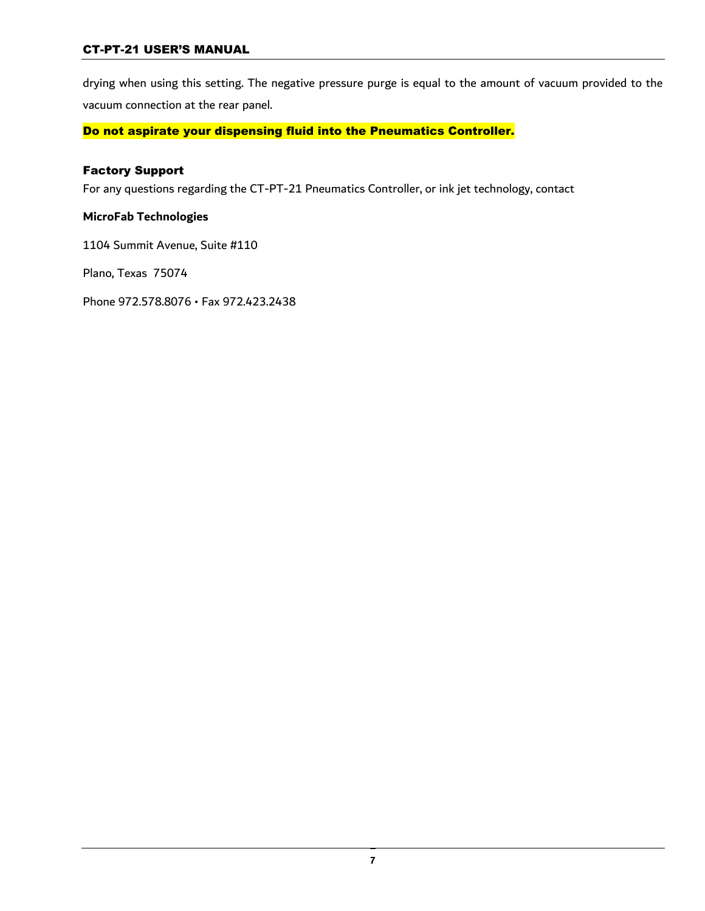drying when using this setting. The negative pressure purge is equal to the amount of vacuum provided to the vacuum connection at the rear panel.

**Do not aspirate your dispensing fluid into the Pneumatics Controller.**

### Factory Support

For any questions regarding the CT-PT-21 Pneumatics Controller, or ink jet technology, contact

**MicroFab Technologies**

1104 Summit Avenue, Suite #110

Plano, Texas  75074

Phone 972.578.8076 • Fax 972.423.2438